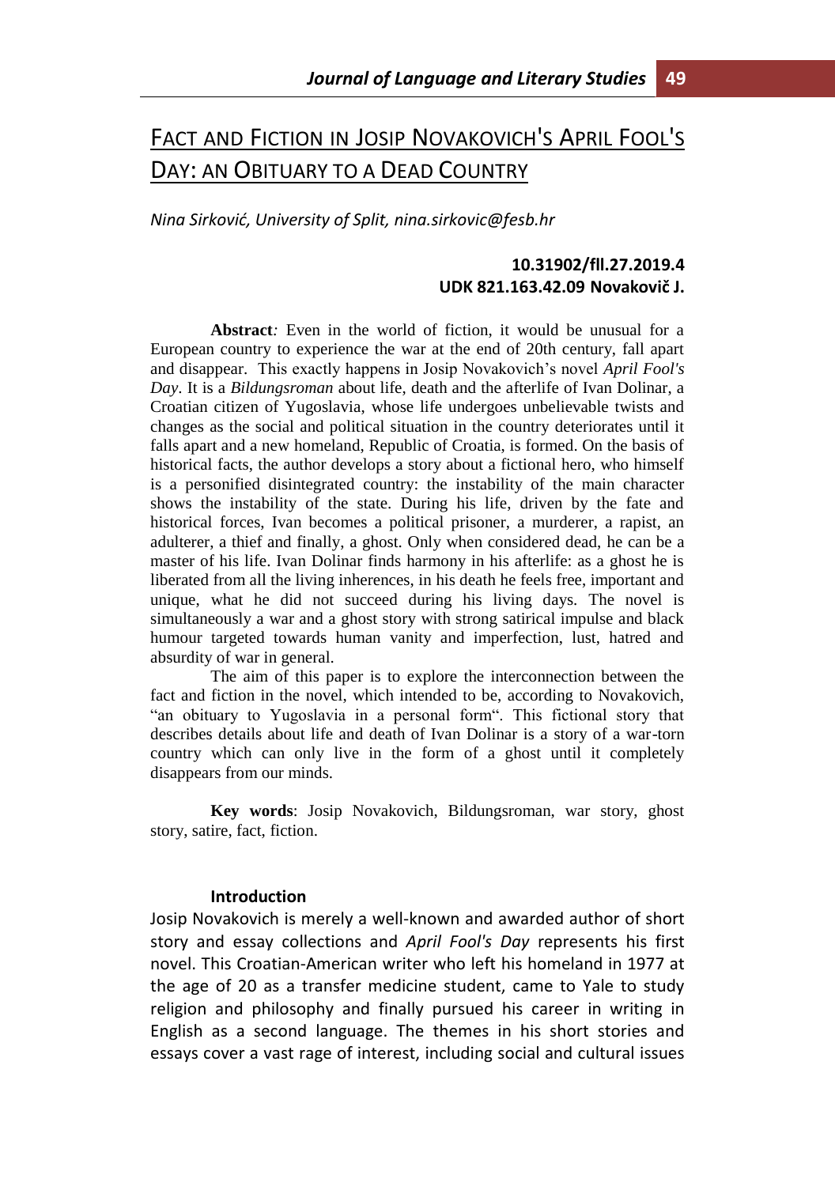# FACT AND FICTION IN JOSIP NOVAKOVICH'S APRIL FOOL'S DAY: AN OBITUARY TO A DEAD COUNTRY

*Nina Sirković, University of Split, nina.sirkovic@fesb.hr*

**10.31902/fll.27.2019.4**
**UDK 821.163.42.09 Novakovič J.**

**Abstract**: Even in the world of fiction, it would be unusual for a European country to experience the war at the end of 20th century, fall apart and disappear. This exactly happens in Josip Novakovich's novel *April Fool's Day*. It is a *Bildungsroman* about life, death and the afterlife of Ivan Dolinar, a Croatian citizen of Yugoslavia, whose life undergoes unbelievable twists and changes as the social and political situation in the country deteriorates until it falls apart and a new homeland, Republic of Croatia, is formed. On the basis of historical facts, the author develops a story about a fictional hero, who himself is a personified disintegrated country: the instability of the main character shows the instability of the state. During his life, driven by the fate and historical forces, Ivan becomes a political prisoner, a murderer, a rapist, an adulterer, a thief and finally, a ghost. Only when considered dead, he can be a master of his life. Ivan Dolinar finds harmony in his afterlife: as a ghost he is liberated from all the living inherences, in his death he feels free, important and unique, what he did not succeed during his living days. The novel is simultaneously a war and a ghost story with strong satirical impulse and black humour targeted towards human vanity and imperfection, lust, hatred and absurdity of war in general.

The aim of this paper is to explore the interconnection between the fact and fiction in the novel, which intended to be, according to Novakovich, "an obituary to Yugoslavia in a personal form". This fictional story that describes details about life and death of Ivan Dolinar is a story of a war-torn country which can only live in the form of a ghost until it completely disappears from our minds.

**Key words**: Josip Novakovich, Bildungsroman, war story, ghost story, satire, fact, fiction.

## Introduction

Josip Novakovich is merely a well-known and awarded author of short story and essay collections and *April Fool's Day* represents his first novel. This Croatian-American writer who left his homeland in 1977 at the age of 20 as a transfer medicine student, came to Yale to study religion and philosophy and finally pursued his career in writing in English as a second language. The themes in his short stories and essays cover a vast rage of interest, including social and cultural issues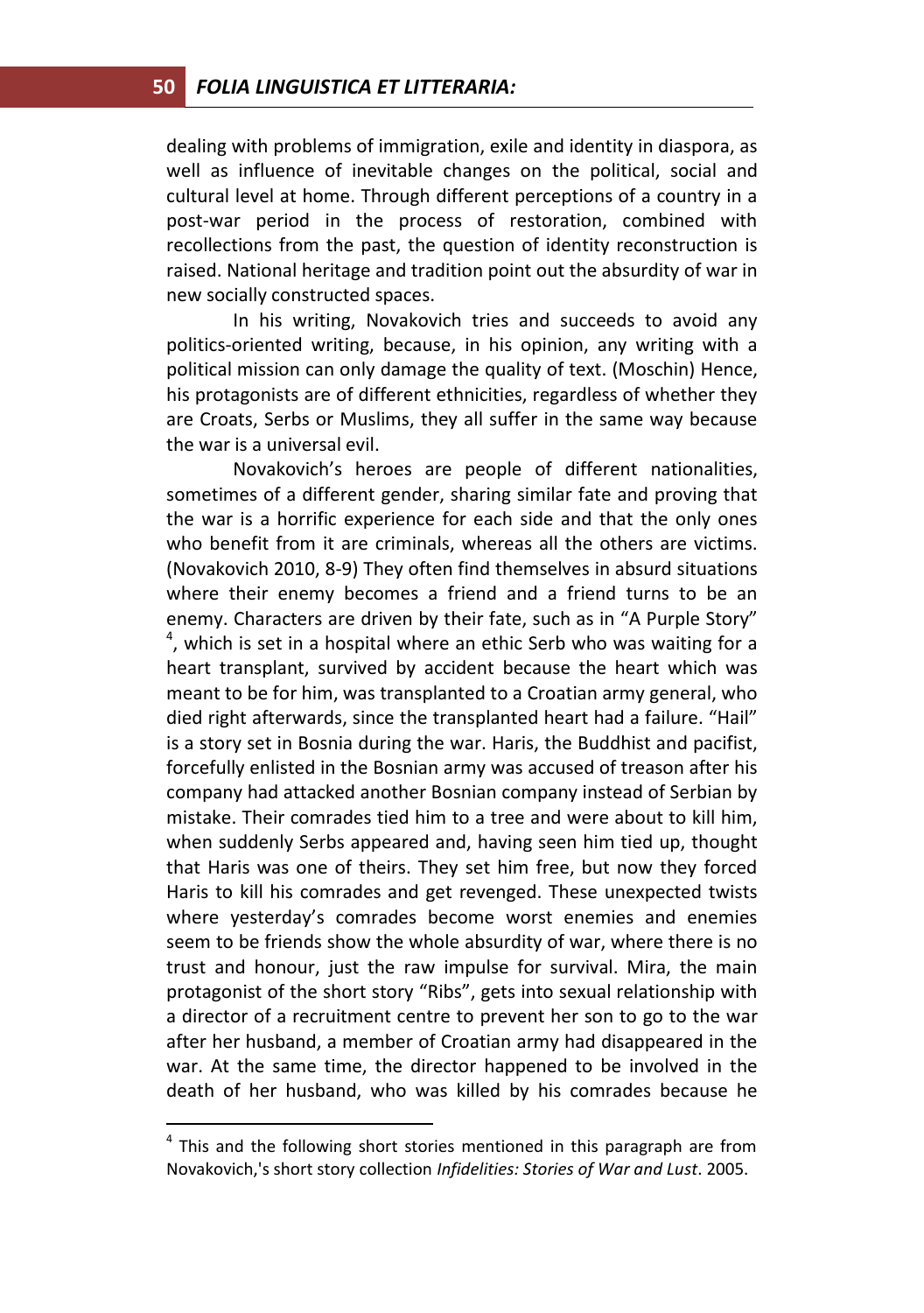dealing with problems of immigration, exile and identity in diaspora, as well as influence of inevitable changes on the political, social and cultural level at home. Through different perceptions of a country in a post-war period in the process of restoration, combined with recollections from the past, the question of identity reconstruction is raised. National heritage and tradition point out the absurdity of war in new socially constructed spaces.

In his writing, Novakovich tries and succeeds to avoid any politics-oriented writing, because, in his opinion, any writing with a political mission can only damage the quality of text. (Moschin) Hence, his protagonists are of different ethnicities, regardless of whether they are Croats, Serbs or Muslims, they all suffer in the same way because the war is a universal evil.

Novakovich's heroes are people of different nationalities, sometimes of a different gender, sharing similar fate and proving that the war is a horrific experience for each side and that the only ones who benefit from it are criminals, whereas all the others are victims. (Novakovich 2010, 8-9) They often find themselves in absurd situations where their enemy becomes a friend and a friend turns to be an enemy. Characters are driven by their fate, such as in "A Purple Story" [4], which is set in a hospital where an ethic Serb who was waiting for a heart transplant, survived by accident because the heart which was meant to be for him, was transplanted to a Croatian army general, who died right afterwards, since the transplanted heart had a failure. "Hail" is a story set in Bosnia during the war. Haris, the Buddhist and pacifist, forcefully enlisted in the Bosnian army was accused of treason after his company had attacked another Bosnian company instead of Serbian by mistake. Their comrades tied him to a tree and were about to kill him, when suddenly Serbs appeared and, having seen him tied up, thought that Haris was one of theirs. They set him free, but now they forced Haris to kill his comrades and get revenged. These unexpected twists where yesterday's comrades become worst enemies and enemies seem to be friends show the whole absurdity of war, where there is no trust and honour, just the raw impulse for survival. Mira, the main protagonist of the short story "Ribs", gets into sexual relationship with a director of a recruitment centre to prevent her son to go to the war after her husband, a member of Croatian army had disappeared in the war. At the same time, the director happened to be involved in the death of her husband, who was killed by his comrades because he

[4] This and the following short stories mentioned in this paragraph are from Novakovich,'s short story collection *Infidelities: Stories of War and Lust*. 2005.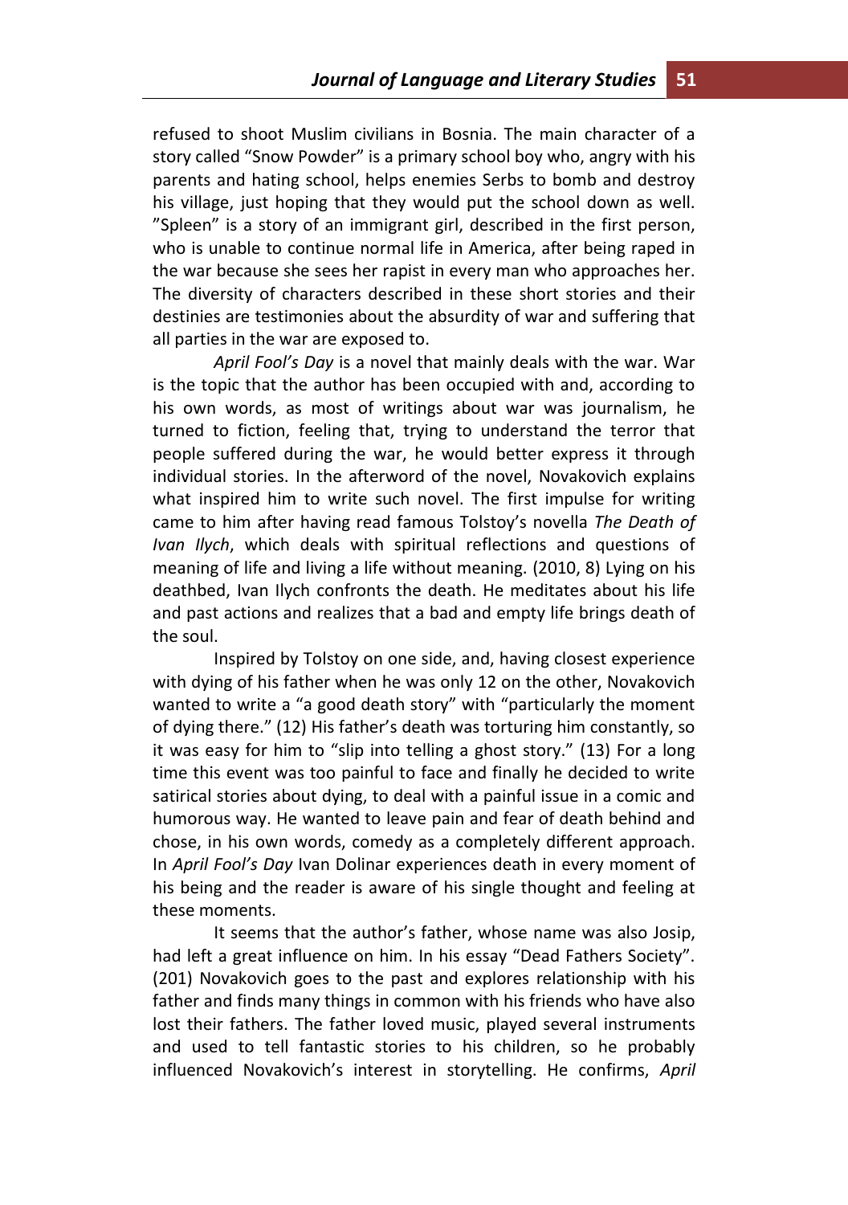refused to shoot Muslim civilians in Bosnia. The main character of a story called "Snow Powder" is a primary school boy who, angry with his parents and hating school, helps enemies Serbs to bomb and destroy his village, just hoping that they would put the school down as well. "Spleen" is a story of an immigrant girl, described in the first person, who is unable to continue normal life in America, after being raped in the war because she sees her rapist in every man who approaches her. The diversity of characters described in these short stories and their destinies are testimonies about the absurdity of war and suffering that all parties in the war are exposed to.

*April Fool's Day* is a novel that mainly deals with the war. War is the topic that the author has been occupied with and, according to his own words, as most of writings about war was journalism, he turned to fiction, feeling that, trying to understand the terror that people suffered during the war, he would better express it through individual stories. In the afterword of the novel, Novakovich explains what inspired him to write such novel. The first impulse for writing came to him after having read famous Tolstoy's novella *The Death of Ivan Ilych*, which deals with spiritual reflections and questions of meaning of life and living a life without meaning. (2010, 8) Lying on his deathbed, Ivan Ilych confronts the death. He meditates about his life and past actions and realizes that a bad and empty life brings death of the soul.

Inspired by Tolstoy on one side, and, having closest experience with dying of his father when he was only 12 on the other, Novakovich wanted to write a "a good death story" with "particularly the moment of dying there." (12) His father's death was torturing him constantly, so it was easy for him to "slip into telling a ghost story." (13) For a long time this event was too painful to face and finally he decided to write satirical stories about dying, to deal with a painful issue in a comic and humorous way. He wanted to leave pain and fear of death behind and chose, in his own words, comedy as a completely different approach. In *April Fool's Day* Ivan Dolinar experiences death in every moment of his being and the reader is aware of his single thought and feeling at these moments.

It seems that the author's father, whose name was also Josip, had left a great influence on him. In his essay "Dead Fathers Society". (201) Novakovich goes to the past and explores relationship with his father and finds many things in common with his friends who have also lost their fathers. The father loved music, played several instruments and used to tell fantastic stories to his children, so he probably influenced Novakovich's interest in storytelling. He confirms, *April*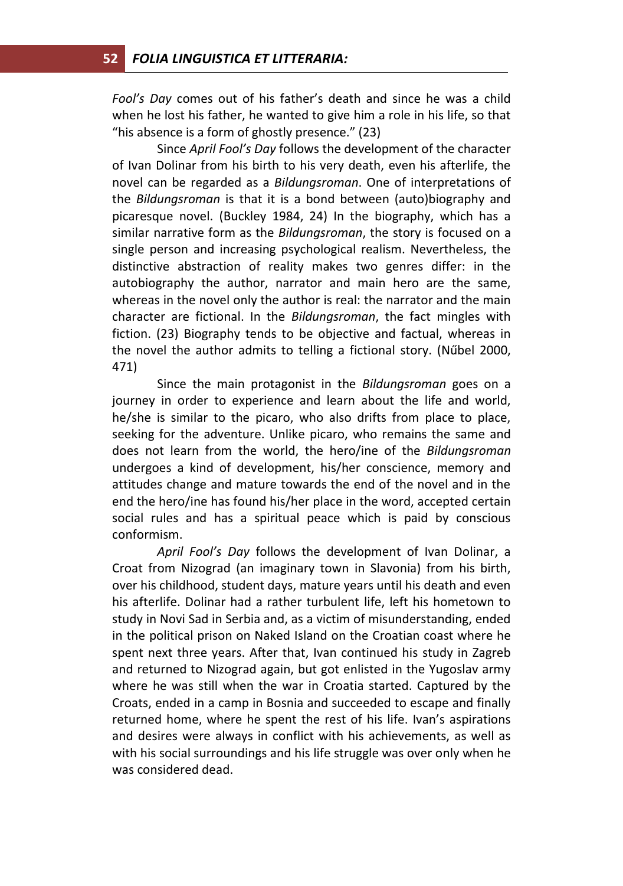*Fool's Day* comes out of his father's death and since he was a child when he lost his father, he wanted to give him a role in his life, so that "his absence is a form of ghostly presence." (23)

Since *April Fool's Day* follows the development of the character of Ivan Dolinar from his birth to his very death, even his afterlife, the novel can be regarded as a *Bildungsroman*. One of interpretations of the *Bildungsroman* is that it is a bond between (auto)biography and picaresque novel. (Buckley 1984, 24) In the biography, which has a similar narrative form as the *Bildungsroman*, the story is focused on a single person and increasing psychological realism. Nevertheless, the distinctive abstraction of reality makes two genres differ: in the autobiography the author, narrator and main hero are the same, whereas in the novel only the author is real: the narrator and the main character are fictional. In the *Bildungsroman*, the fact mingles with fiction. (23) Biography tends to be objective and factual, whereas in the novel the author admits to telling a fictional story. (Nűbel 2000, 471)

Since the main protagonist in the *Bildungsroman* goes on a journey in order to experience and learn about the life and world, he/she is similar to the picaro, who also drifts from place to place, seeking for the adventure. Unlike picaro, who remains the same and does not learn from the world, the hero/ine of the *Bildungsroman* undergoes a kind of development, his/her conscience, memory and attitudes change and mature towards the end of the novel and in the end the hero/ine has found his/her place in the word, accepted certain social rules and has a spiritual peace which is paid by conscious conformism.

*April Fool's Day* follows the development of Ivan Dolinar, a Croat from Nizograd (an imaginary town in Slavonia) from his birth, over his childhood, student days, mature years until his death and even his afterlife. Dolinar had a rather turbulent life, left his hometown to study in Novi Sad in Serbia and, as a victim of misunderstanding, ended in the political prison on Naked Island on the Croatian coast where he spent next three years. After that, Ivan continued his study in Zagreb and returned to Nizograd again, but got enlisted in the Yugoslav army where he was still when the war in Croatia started. Captured by the Croats, ended in a camp in Bosnia and succeeded to escape and finally returned home, where he spent the rest of his life. Ivan's aspirations and desires were always in conflict with his achievements, as well as with his social surroundings and his life struggle was over only when he was considered dead.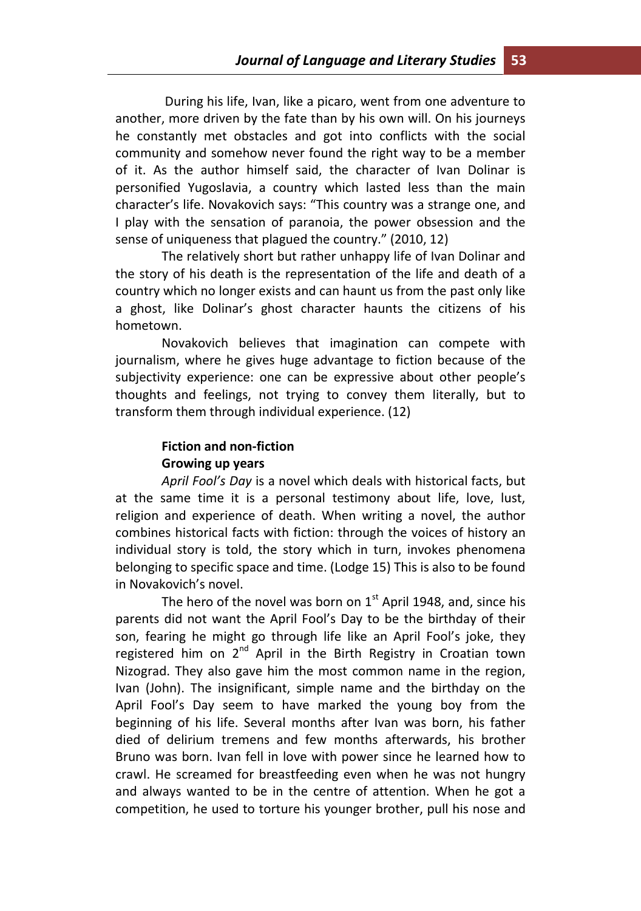During his life, Ivan, like a picaro, went from one adventure to another, more driven by the fate than by his own will. On his journeys he constantly met obstacles and got into conflicts with the social community and somehow never found the right way to be a member of it. As the author himself said, the character of Ivan Dolinar is personified Yugoslavia, a country which lasted less than the main character's life. Novakovich says: "This country was a strange one, and I play with the sensation of paranoia, the power obsession and the sense of uniqueness that plagued the country." (2010, 12)

The relatively short but rather unhappy life of Ivan Dolinar and the story of his death is the representation of the life and death of a country which no longer exists and can haunt us from the past only like a ghost, like Dolinar's ghost character haunts the citizens of his hometown.

Novakovich believes that imagination can compete with journalism, where he gives huge advantage to fiction because of the subjectivity experience: one can be expressive about other people's thoughts and feelings, not trying to convey them literally, but to transform them through individual experience. (12)

### Fiction and non-fiction

#### Growing up years

*April Fool's Day* is a novel which deals with historical facts, but at the same time it is a personal testimony about life, love, lust, religion and experience of death. When writing a novel, the author combines historical facts with fiction: through the voices of history an individual story is told, the story which in turn, invokes phenomena belonging to specific space and time. (Lodge 15) This is also to be found in Novakovich's novel.

The hero of the novel was born on 1st April 1948, and, since his parents did not want the April Fool's Day to be the birthday of their son, fearing he might go through life like an April Fool's joke, they registered him on 2nd April in the Birth Registry in Croatian town Nizograd. They also gave him the most common name in the region, Ivan (John). The insignificant, simple name and the birthday on the April Fool's Day seem to have marked the young boy from the beginning of his life. Several months after Ivan was born, his father died of delirium tremens and few months afterwards, his brother Bruno was born. Ivan fell in love with power since he learned how to crawl. He screamed for breastfeeding even when he was not hungry and always wanted to be in the centre of attention. When he got a competition, he used to torture his younger brother, pull his nose and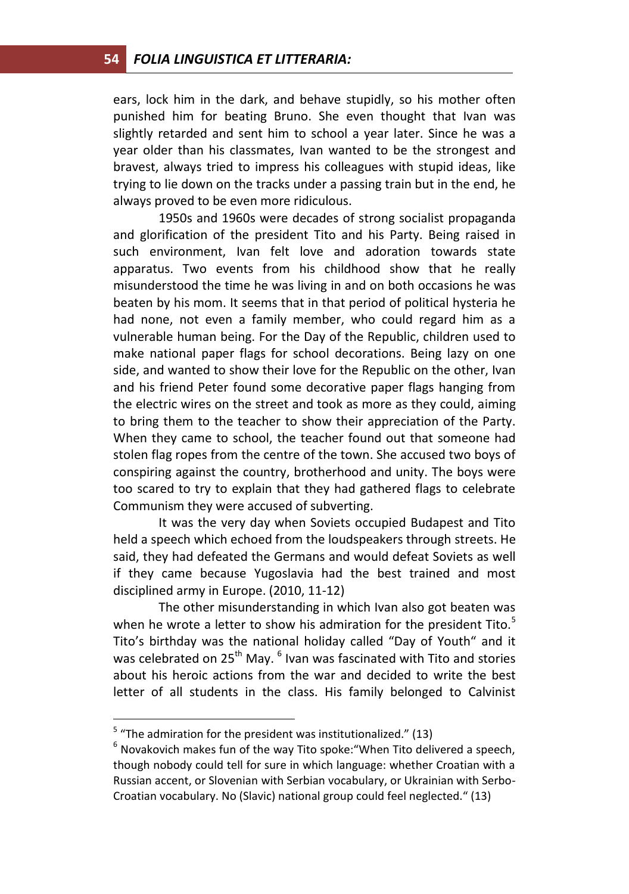ears, lock him in the dark, and behave stupidly, so his mother often punished him for beating Bruno. She even thought that Ivan was slightly retarded and sent him to school a year later. Since he was a year older than his classmates, Ivan wanted to be the strongest and bravest, always tried to impress his colleagues with stupid ideas, like trying to lie down on the tracks under a passing train but in the end, he always proved to be even more ridiculous.

1950s and 1960s were decades of strong socialist propaganda and glorification of the president Tito and his Party. Being raised in such environment, Ivan felt love and adoration towards state apparatus. Two events from his childhood show that he really misunderstood the time he was living in and on both occasions he was beaten by his mom. It seems that in that period of political hysteria he had none, not even a family member, who could regard him as a vulnerable human being. For the Day of the Republic, children used to make national paper flags for school decorations. Being lazy on one side, and wanted to show their love for the Republic on the other, Ivan and his friend Peter found some decorative paper flags hanging from the electric wires on the street and took as more as they could, aiming to bring them to the teacher to show their appreciation of the Party. When they came to school, the teacher found out that someone had stolen flag ropes from the centre of the town. She accused two boys of conspiring against the country, brotherhood and unity. The boys were too scared to try to explain that they had gathered flags to celebrate Communism they were accused of subverting.

It was the very day when Soviets occupied Budapest and Tito held a speech which echoed from the loudspeakers through streets. He said, they had defeated the Germans and would defeat Soviets as well if they came because Yugoslavia had the best trained and most disciplined army in Europe. (2010, 11-12)

The other misunderstanding in which Ivan also got beaten was when he wrote a letter to show his admiration for the president Tito.[5] Tito's birthday was the national holiday called "Day of Youth" and it was celebrated on 25th May. [6] Ivan was fascinated with Tito and stories about his heroic actions from the war and decided to write the best letter of all students in the class. His family belonged to Calvinist

---

[5] "The admiration for the president was institutionalized." (13)

[6] Novakovich makes fun of the way Tito spoke:"When Tito delivered a speech, though nobody could tell for sure in which language: whether Croatian with a Russian accent, or Slovenian with Serbian vocabulary, or Ukrainian with Serbo-Croatian vocabulary. No (Slavic) national group could feel neglected." (13)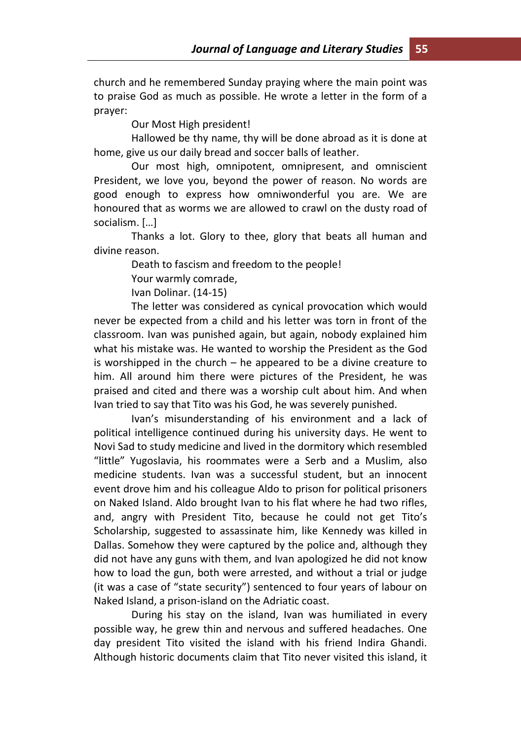church and he remembered Sunday praying where the main point was to praise God as much as possible. He wrote a letter in the form of a prayer:

> Our Most High president!
>
> Hallowed be thy name, thy will be done abroad as it is done at home, give us our daily bread and soccer balls of leather.
>
> Our most high, omnipotent, omnipresent, and omniscient President, we love you, beyond the power of reason. No words are good enough to express how omniwonderful you are. We are honoured that as worms we are allowed to crawl on the dusty road of socialism. […]
>
> Thanks a lot. Glory to thee, glory that beats all human and divine reason.
>
> Death to fascism and freedom to the people!
>
> Your warmly comrade,
>
> Ivan Dolinar. (14-15)

The letter was considered as cynical provocation which would never be expected from a child and his letter was torn in front of the classroom. Ivan was punished again, but again, nobody explained him what his mistake was. He wanted to worship the President as the God is worshipped in the church – he appeared to be a divine creature to him. All around him there were pictures of the President, he was praised and cited and there was a worship cult about him. And when Ivan tried to say that Tito was his God, he was severely punished.

Ivan's misunderstanding of his environment and a lack of political intelligence continued during his university days. He went to Novi Sad to study medicine and lived in the dormitory which resembled "little" Yugoslavia, his roommates were a Serb and a Muslim, also medicine students. Ivan was a successful student, but an innocent event drove him and his colleague Aldo to prison for political prisoners on Naked Island. Aldo brought Ivan to his flat where he had two rifles, and, angry with President Tito, because he could not get Tito's Scholarship, suggested to assassinate him, like Kennedy was killed in Dallas. Somehow they were captured by the police and, although they did not have any guns with them, and Ivan apologized he did not know how to load the gun, both were arrested, and without a trial or judge (it was a case of "state security") sentenced to four years of labour on Naked Island, a prison-island on the Adriatic coast.

During his stay on the island, Ivan was humiliated in every possible way, he grew thin and nervous and suffered headaches. One day president Tito visited the island with his friend Indira Ghandi. Although historic documents claim that Tito never visited this island, it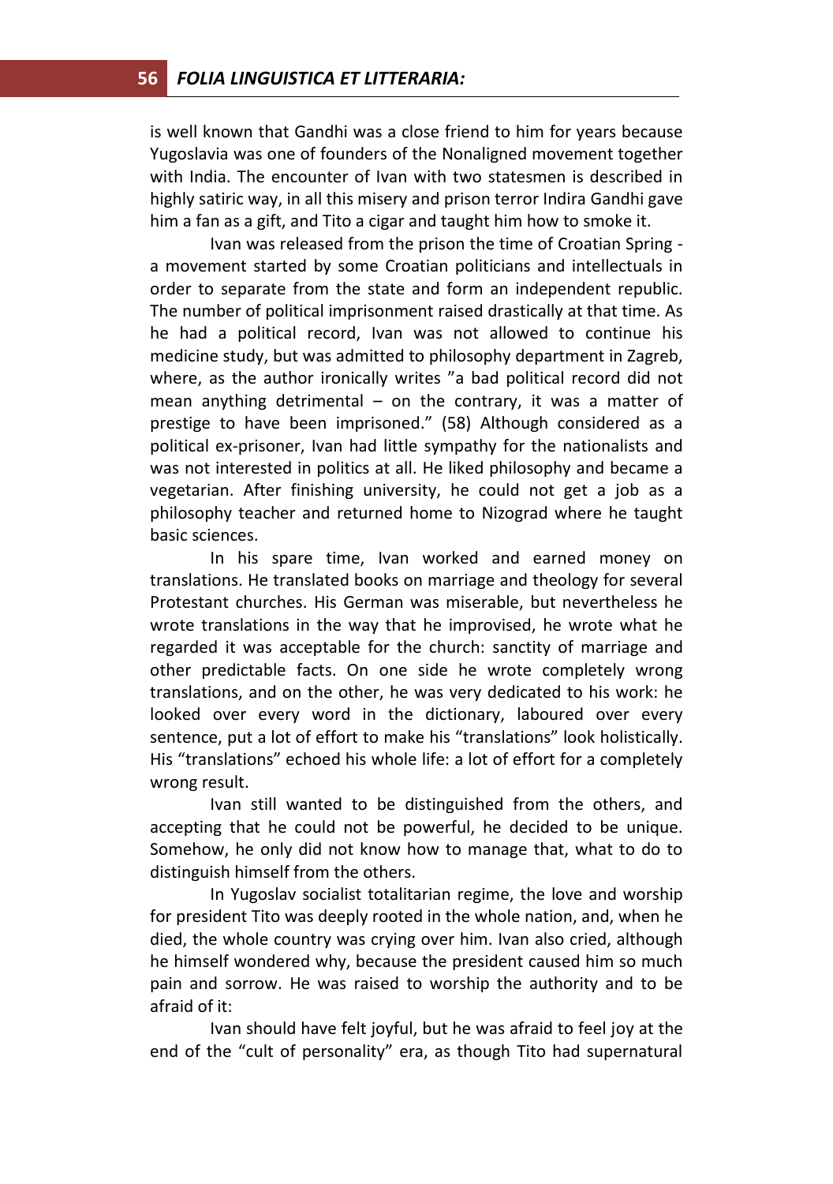is well known that Gandhi was a close friend to him for years because Yugoslavia was one of founders of the Nonaligned movement together with India. The encounter of Ivan with two statesmen is described in highly satiric way, in all this misery and prison terror Indira Gandhi gave him a fan as a gift, and Tito a cigar and taught him how to smoke it.

Ivan was released from the prison the time of Croatian Spring - a movement started by some Croatian politicians and intellectuals in order to separate from the state and form an independent republic. The number of political imprisonment raised drastically at that time. As he had a political record, Ivan was not allowed to continue his medicine study, but was admitted to philosophy department in Zagreb, where, as the author ironically writes "a bad political record did not mean anything detrimental – on the contrary, it was a matter of prestige to have been imprisoned." (58) Although considered as a political ex-prisoner, Ivan had little sympathy for the nationalists and was not interested in politics at all. He liked philosophy and became a vegetarian. After finishing university, he could not get a job as a philosophy teacher and returned home to Nizograd where he taught basic sciences.

In his spare time, Ivan worked and earned money on translations. He translated books on marriage and theology for several Protestant churches. His German was miserable, but nevertheless he wrote translations in the way that he improvised, he wrote what he regarded it was acceptable for the church: sanctity of marriage and other predictable facts. On one side he wrote completely wrong translations, and on the other, he was very dedicated to his work: he looked over every word in the dictionary, laboured over every sentence, put a lot of effort to make his "translations" look holistically. His "translations" echoed his whole life: a lot of effort for a completely wrong result.

Ivan still wanted to be distinguished from the others, and accepting that he could not be powerful, he decided to be unique. Somehow, he only did not know how to manage that, what to do to distinguish himself from the others.

In Yugoslav socialist totalitarian regime, the love and worship for president Tito was deeply rooted in the whole nation, and, when he died, the whole country was crying over him. Ivan also cried, although he himself wondered why, because the president caused him so much pain and sorrow. He was raised to worship the authority and to be afraid of it:

Ivan should have felt joyful, but he was afraid to feel joy at the end of the "cult of personality" era, as though Tito had supernatural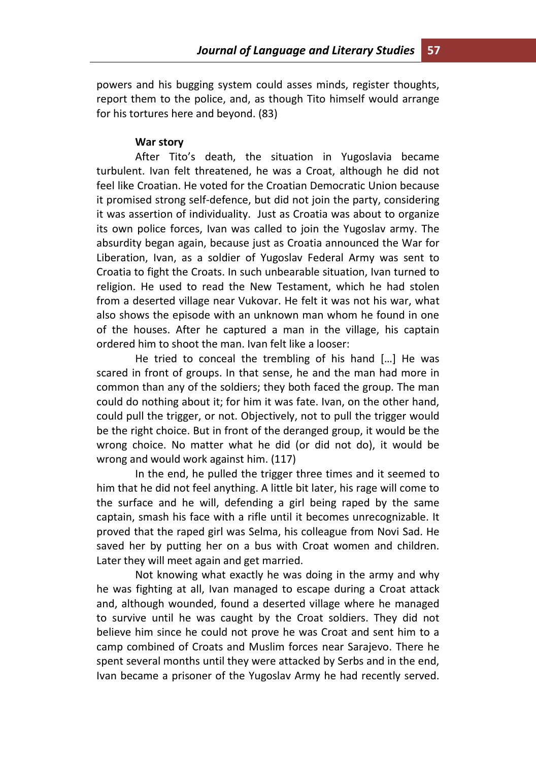powers and his bugging system could asses minds, register thoughts, report them to the police, and, as though Tito himself would arrange for his tortures here and beyond. (83)

**War story**

After Tito's death, the situation in Yugoslavia became turbulent. Ivan felt threatened, he was a Croat, although he did not feel like Croatian. He voted for the Croatian Democratic Union because it promised strong self-defence, but did not join the party, considering it was assertion of individuality. Just as Croatia was about to organize its own police forces, Ivan was called to join the Yugoslav army. The absurdity began again, because just as Croatia announced the War for Liberation, Ivan, as a soldier of Yugoslav Federal Army was sent to Croatia to fight the Croats. In such unbearable situation, Ivan turned to religion. He used to read the New Testament, which he had stolen from a deserted village near Vukovar. He felt it was not his war, what also shows the episode with an unknown man whom he found in one of the houses. After he captured a man in the village, his captain ordered him to shoot the man. Ivan felt like a looser:

He tried to conceal the trembling of his hand […] He was scared in front of groups. In that sense, he and the man had more in common than any of the soldiers; they both faced the group. The man could do nothing about it; for him it was fate. Ivan, on the other hand, could pull the trigger, or not. Objectively, not to pull the trigger would be the right choice. But in front of the deranged group, it would be the wrong choice. No matter what he did (or did not do), it would be wrong and would work against him. (117)

In the end, he pulled the trigger three times and it seemed to him that he did not feel anything. A little bit later, his rage will come to the surface and he will, defending a girl being raped by the same captain, smash his face with a rifle until it becomes unrecognizable. It proved that the raped girl was Selma, his colleague from Novi Sad. He saved her by putting her on a bus with Croat women and children. Later they will meet again and get married.

Not knowing what exactly he was doing in the army and why he was fighting at all, Ivan managed to escape during a Croat attack and, although wounded, found a deserted village where he managed to survive until he was caught by the Croat soldiers. They did not believe him since he could not prove he was Croat and sent him to a camp combined of Croats and Muslim forces near Sarajevo. There he spent several months until they were attacked by Serbs and in the end, Ivan became a prisoner of the Yugoslav Army he had recently served.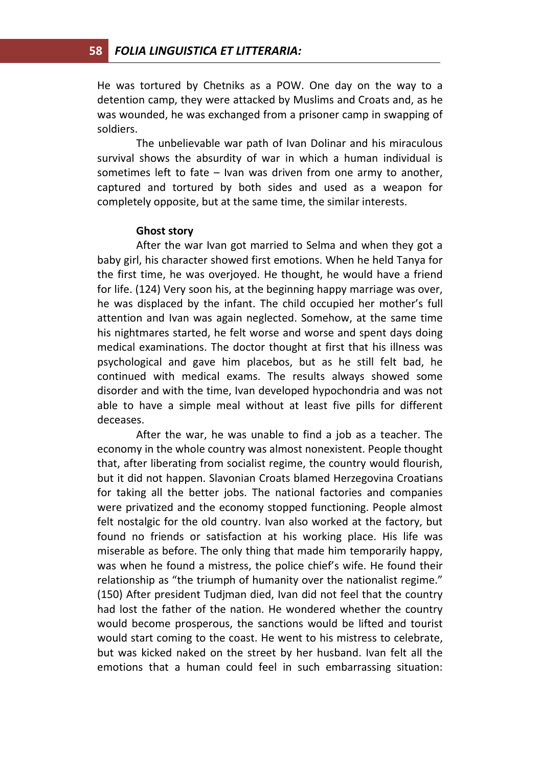He was tortured by Chetniks as a POW. One day on the way to a detention camp, they were attacked by Muslims and Croats and, as he was wounded, he was exchanged from a prisoner camp in swapping of soldiers.

The unbelievable war path of Ivan Dolinar and his miraculous survival shows the absurdity of war in which a human individual is sometimes left to fate – Ivan was driven from one army to another, captured and tortured by both sides and used as a weapon for completely opposite, but at the same time, the similar interests.

**Ghost story**

After the war Ivan got married to Selma and when they got a baby girl, his character showed first emotions. When he held Tanya for the first time, he was overjoyed. He thought, he would have a friend for life. (124) Very soon his, at the beginning happy marriage was over, he was displaced by the infant. The child occupied her mother's full attention and Ivan was again neglected. Somehow, at the same time his nightmares started, he felt worse and worse and spent days doing medical examinations. The doctor thought at first that his illness was psychological and gave him placebos, but as he still felt bad, he continued with medical exams. The results always showed some disorder and with the time, Ivan developed hypochondria and was not able to have a simple meal without at least five pills for different deceases.

After the war, he was unable to find a job as a teacher. The economy in the whole country was almost nonexistent. People thought that, after liberating from socialist regime, the country would flourish, but it did not happen. Slavonian Croats blamed Herzegovina Croatians for taking all the better jobs. The national factories and companies were privatized and the economy stopped functioning. People almost felt nostalgic for the old country. Ivan also worked at the factory, but found no friends or satisfaction at his working place. His life was miserable as before. The only thing that made him temporarily happy, was when he found a mistress, the police chief's wife. He found their relationship as "the triumph of humanity over the nationalist regime." (150) After president Tudjman died, Ivan did not feel that the country had lost the father of the nation. He wondered whether the country would become prosperous, the sanctions would be lifted and tourist would start coming to the coast. He went to his mistress to celebrate, but was kicked naked on the street by her husband. Ivan felt all the emotions that a human could feel in such embarrassing situation: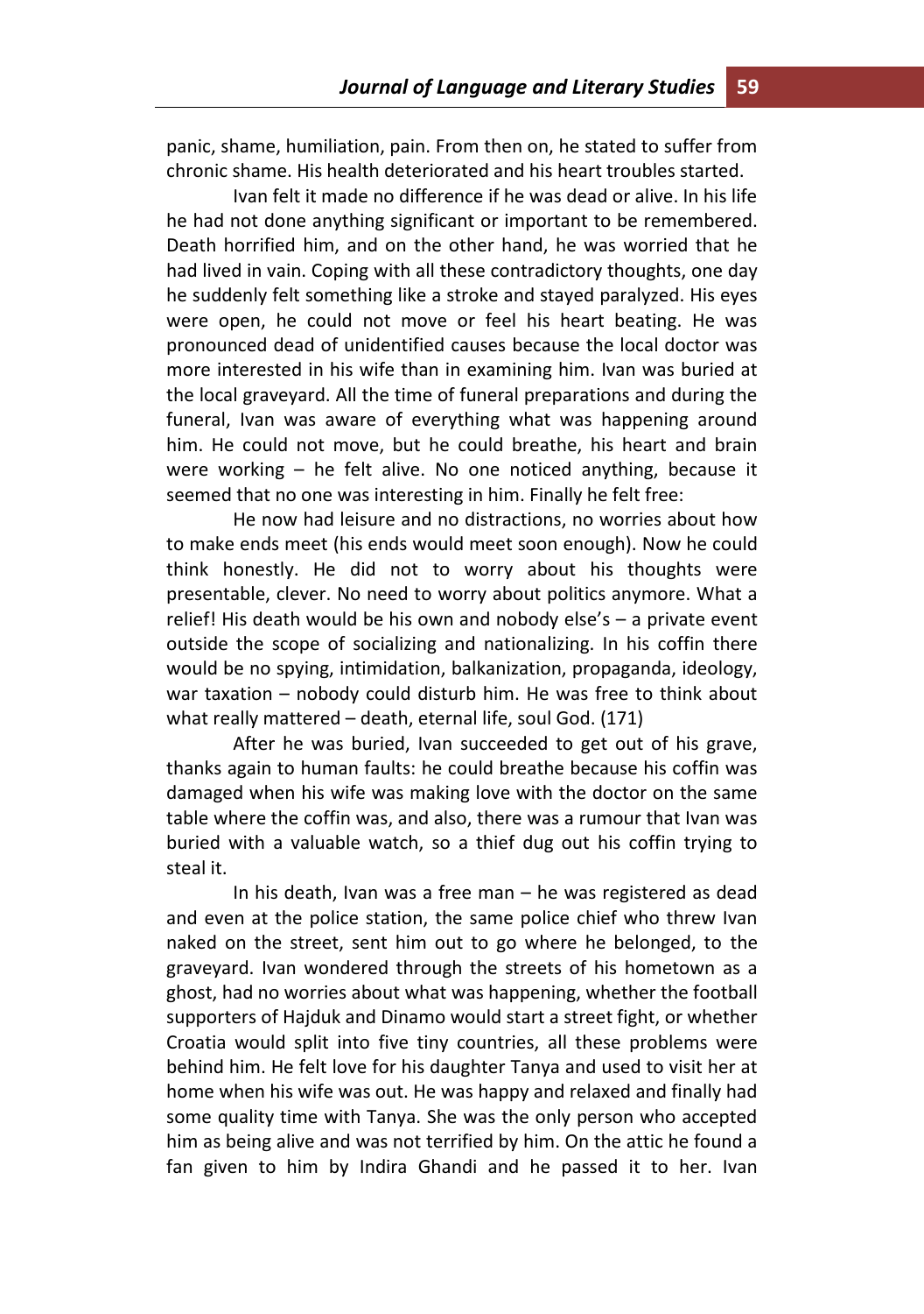panic, shame, humiliation, pain. From then on, he stated to suffer from chronic shame. His health deteriorated and his heart troubles started.

Ivan felt it made no difference if he was dead or alive. In his life he had not done anything significant or important to be remembered. Death horrified him, and on the other hand, he was worried that he had lived in vain. Coping with all these contradictory thoughts, one day he suddenly felt something like a stroke and stayed paralyzed. His eyes were open, he could not move or feel his heart beating. He was pronounced dead of unidentified causes because the local doctor was more interested in his wife than in examining him. Ivan was buried at the local graveyard. All the time of funeral preparations and during the funeral, Ivan was aware of everything what was happening around him. He could not move, but he could breathe, his heart and brain were working – he felt alive. No one noticed anything, because it seemed that no one was interesting in him. Finally he felt free:

> He now had leisure and no distractions, no worries about how to make ends meet (his ends would meet soon enough). Now he could think honestly. He did not to worry about his thoughts were presentable, clever. No need to worry about politics anymore. What a relief! His death would be his own and nobody else's – a private event outside the scope of socializing and nationalizing. In his coffin there would be no spying, intimidation, balkanization, propaganda, ideology, war taxation – nobody could disturb him. He was free to think about what really mattered – death, eternal life, soul God. (171)

After he was buried, Ivan succeeded to get out of his grave, thanks again to human faults: he could breathe because his coffin was damaged when his wife was making love with the doctor on the same table where the coffin was, and also, there was a rumour that Ivan was buried with a valuable watch, so a thief dug out his coffin trying to steal it.

In his death, Ivan was a free man – he was registered as dead and even at the police station, the same police chief who threw Ivan naked on the street, sent him out to go where he belonged, to the graveyard. Ivan wondered through the streets of his hometown as a ghost, had no worries about what was happening, whether the football supporters of Hajduk and Dinamo would start a street fight, or whether Croatia would split into five tiny countries, all these problems were behind him. He felt love for his daughter Tanya and used to visit her at home when his wife was out. He was happy and relaxed and finally had some quality time with Tanya. She was the only person who accepted him as being alive and was not terrified by him. On the attic he found a fan given to him by Indira Ghandi and he passed it to her. Ivan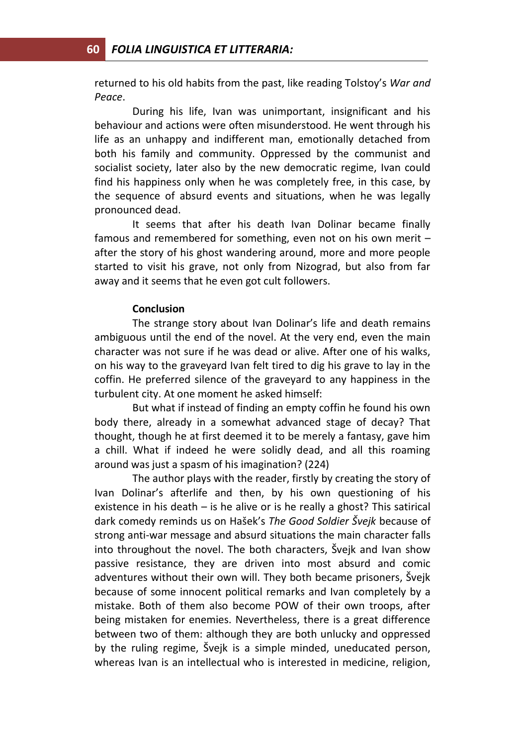returned to his old habits from the past, like reading Tolstoy's *War and Peace*.

During his life, Ivan was unimportant, insignificant and his behaviour and actions were often misunderstood. He went through his life as an unhappy and indifferent man, emotionally detached from both his family and community. Oppressed by the communist and socialist society, later also by the new democratic regime, Ivan could find his happiness only when he was completely free, in this case, by the sequence of absurd events and situations, when he was legally pronounced dead.

It seems that after his death Ivan Dolinar became finally famous and remembered for something, even not on his own merit – after the story of his ghost wandering around, more and more people started to visit his grave, not only from Nizograd, but also from far away and it seems that he even got cult followers.

**Conclusion**

The strange story about Ivan Dolinar's life and death remains ambiguous until the end of the novel. At the very end, even the main character was not sure if he was dead or alive. After one of his walks, on his way to the graveyard Ivan felt tired to dig his grave to lay in the coffin. He preferred silence of the graveyard to any happiness in the turbulent city. At one moment he asked himself:

But what if instead of finding an empty coffin he found his own body there, already in a somewhat advanced stage of decay? That thought, though he at first deemed it to be merely a fantasy, gave him a chill. What if indeed he were solidly dead, and all this roaming around was just a spasm of his imagination? (224)

The author plays with the reader, firstly by creating the story of Ivan Dolinar's afterlife and then, by his own questioning of his existence in his death – is he alive or is he really a ghost? This satirical dark comedy reminds us on Hašek's *The Good Soldier Švejk* because of strong anti-war message and absurd situations the main character falls into throughout the novel. The both characters, Švejk and Ivan show passive resistance, they are driven into most absurd and comic adventures without their own will. They both became prisoners, Švejk because of some innocent political remarks and Ivan completely by a mistake. Both of them also become POW of their own troops, after being mistaken for enemies. Nevertheless, there is a great difference between two of them: although they are both unlucky and oppressed by the ruling regime, Švejk is a simple minded, uneducated person, whereas Ivan is an intellectual who is interested in medicine, religion,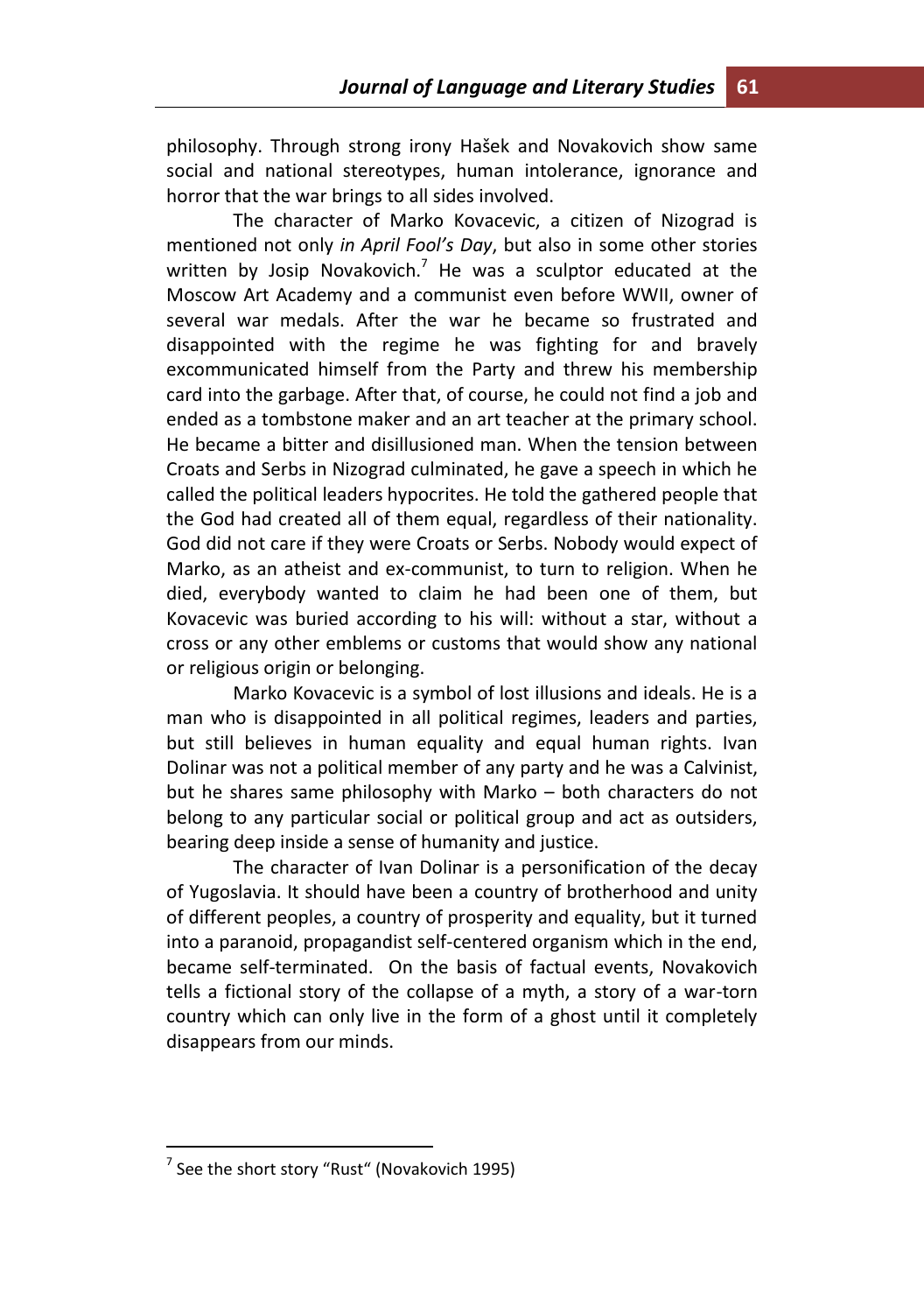philosophy. Through strong irony Hašek and Novakovich show same social and national stereotypes, human intolerance, ignorance and horror that the war brings to all sides involved.

The character of Marko Kovacevic, a citizen of Nizograd is mentioned not only *in April Fool's Day*, but also in some other stories written by Josip Novakovich.[7] He was a sculptor educated at the Moscow Art Academy and a communist even before WWII, owner of several war medals. After the war he became so frustrated and disappointed with the regime he was fighting for and bravely excommunicated himself from the Party and threw his membership card into the garbage. After that, of course, he could not find a job and ended as a tombstone maker and an art teacher at the primary school. He became a bitter and disillusioned man. When the tension between Croats and Serbs in Nizograd culminated, he gave a speech in which he called the political leaders hypocrites. He told the gathered people that the God had created all of them equal, regardless of their nationality. God did not care if they were Croats or Serbs. Nobody would expect of Marko, as an atheist and ex-communist, to turn to religion. When he died, everybody wanted to claim he had been one of them, but Kovacevic was buried according to his will: without a star, without a cross or any other emblems or customs that would show any national or religious origin or belonging.

Marko Kovacevic is a symbol of lost illusions and ideals. He is a man who is disappointed in all political regimes, leaders and parties, but still believes in human equality and equal human rights. Ivan Dolinar was not a political member of any party and he was a Calvinist, but he shares same philosophy with Marko – both characters do not belong to any particular social or political group and act as outsiders, bearing deep inside a sense of humanity and justice.

The character of Ivan Dolinar is a personification of the decay of Yugoslavia. It should have been a country of brotherhood and unity of different peoples, a country of prosperity and equality, but it turned into a paranoid, propagandist self-centered organism which in the end, became self-terminated. On the basis of factual events, Novakovich tells a fictional story of the collapse of a myth, a story of a war-torn country which can only live in the form of a ghost until it completely disappears from our minds.

---

[7] See the short story "Rust" (Novakovich 1995)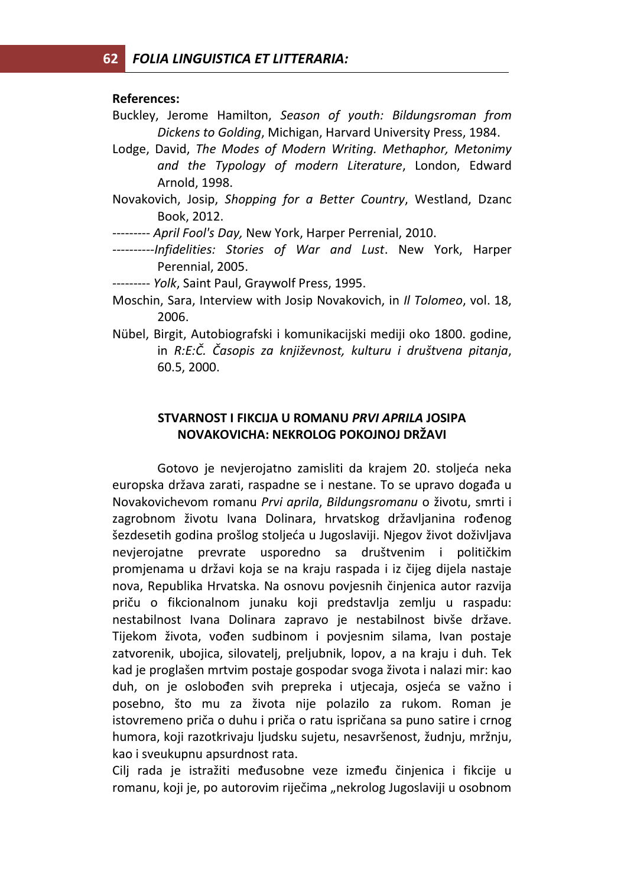**References:**

Buckley, Jerome Hamilton, *Season of youth: Bildungsroman from Dickens to Golding*, Michigan, Harvard University Press, 1984.

Lodge, David, *The Modes of Modern Writing. Methaphor, Metonimy and the Typology of modern Literature*, London, Edward Arnold, 1998.

Novakovich, Josip, *Shopping for a Better Country*, Westland, Dzanc Book, 2012.

--------- *April Fool's Day,* New York, Harper Perrenial, 2010.

----------*Infidelities: Stories of War and Lust*. New York, Harper Perennial, 2005.

--------- *Yolk*, Saint Paul, Graywolf Press, 1995.

Moschin, Sara, Interview with Josip Novakovich, in *Il Tolomeo*, vol. 18, 2006.

Nübel, Birgit, Autobiografski i komunikacijski mediji oko 1800. godine, in *R:E:Č. Časopis za književnost, kulturu i društvena pitanja*, 60.5, 2000.

## STVARNOST I FIKCIJA U ROMANU *PRVI APRILA* JOSIPA NOVAKOVICHA: NEKROLOG POKOJNOJ DRŽAVI

Gotovo je nevjerojatno zamisliti da krajem 20. stoljeća neka europska država zarati, raspadne se i nestane. To se upravo događa u Novakovichevom romanu *Prvi aprila*, *Bildungsromanu* o životu, smrti i zagrobnom životu Ivana Dolinara, hrvatskog državljanina rođenog šezdesetih godina prošlog stoljeća u Jugoslaviji. Njegov život doživljava nevjerojatne prevrate usporedno sa društvenim i političkim promjenama u državi koja se na kraju raspada i iz čijeg dijela nastaje nova, Republika Hrvatska. Na osnovu povjesnih činjenica autor razvija priču o fikcionalnom junaku koji predstavlja zemlju u raspadu: nestabilnost Ivana Dolinara zapravo je nestabilnost bivše države. Tijekom života, vođen sudbinom i povjesnim silama, Ivan postaje zatvorenik, ubojica, silovatelj, preljubnik, lopov, a na kraju i duh. Tek kad je proglašen mrtvim postaje gospodar svoga života i nalazi mir: kao duh, on je oslobođen svih prepreka i utjecaja, osjeća se važno i posebno, što mu za života nije polazilo za rukom. Roman je istovremeno priča o duhu i priča o ratu ispričana sa puno satire i crnog humora, koji razotkrivaju ljudsku sujetu, nesavršenost, žudnju, mržnju, kao i sveukupnu apsurdnost rata.

Cilj rada je istražiti međusobne veze između činjenica i fikcije u romanu, koji je, po autorovim riječima „nekrolog Jugoslaviji u osobnom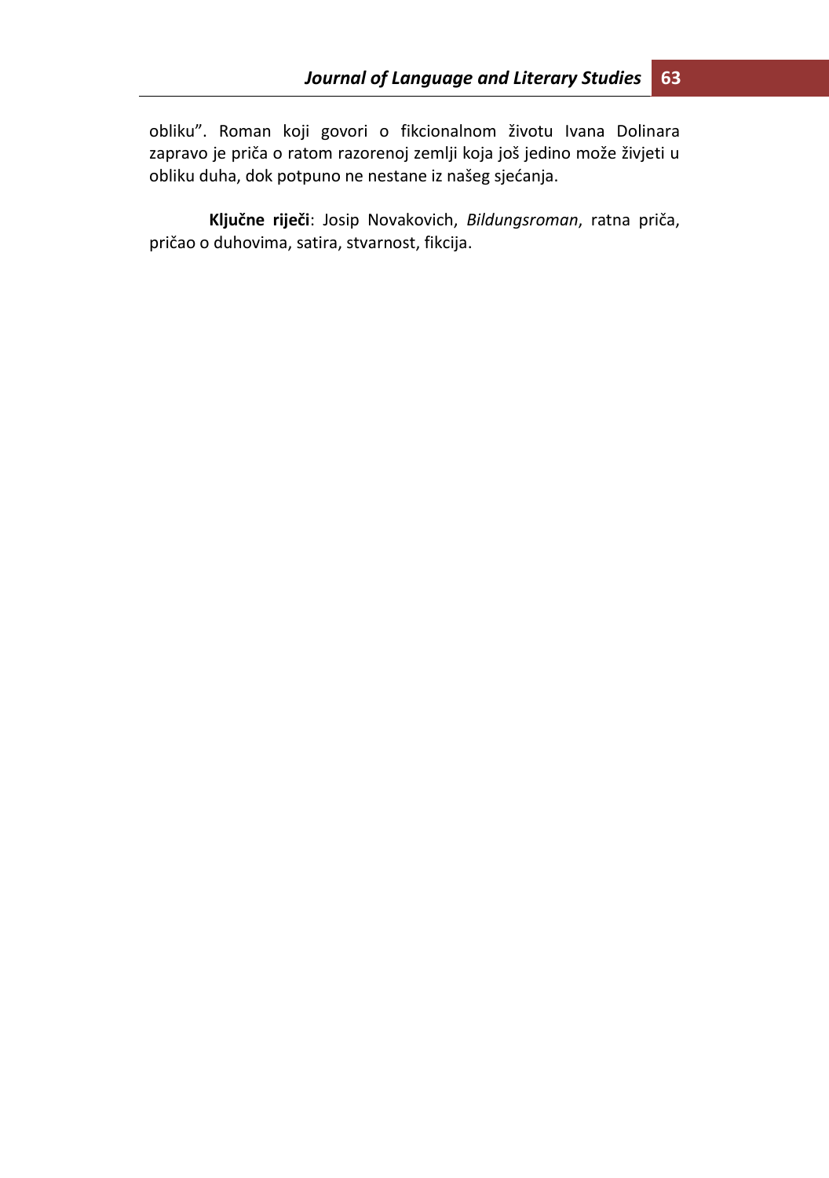obliku". Roman koji govori o fikcionalnom životu Ivana Dolinara zapravo je priča o ratom razorenoj zemlji koja još jedino može živjeti u obliku duha, dok potpuno ne nestane iz našeg sjećanja.

**Ključne riječi**: Josip Novakovich, *Bildungsroman*, ratna priča, pričao o duhovima, satira, stvarnost, fikcija.